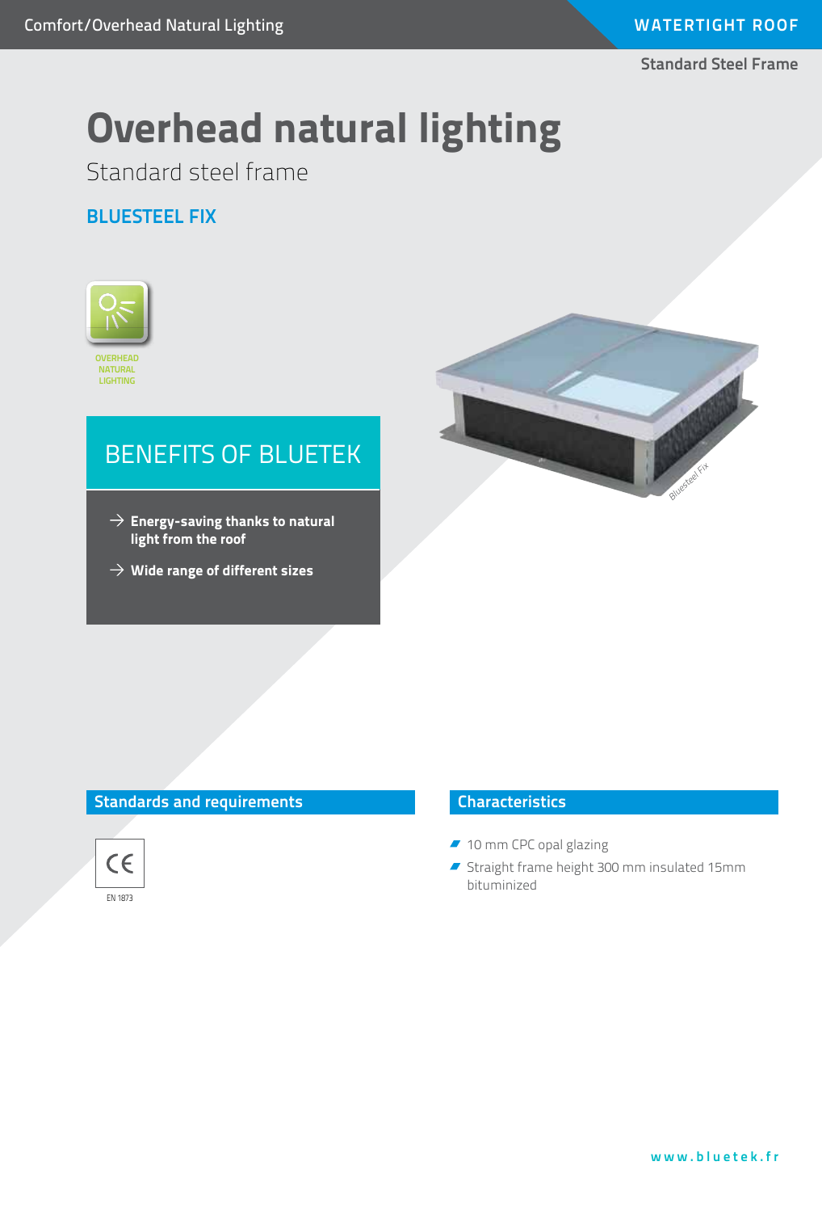# Overhead natural lighting

Standard steel frame

## BLUESTEEL FIX

OVERHEAD NATURAL LIGHTING

## BENEFITS OF BLUETEK

- → **Energy-saving thanks to natural light from the roof**
- → **Wide range of different sizes**

## Standards and requirements

CE

EN 1873

## Characteristics

- 10 mm CPC opal glazing
- Straight frame height 300 mm insulated 15mm bituminized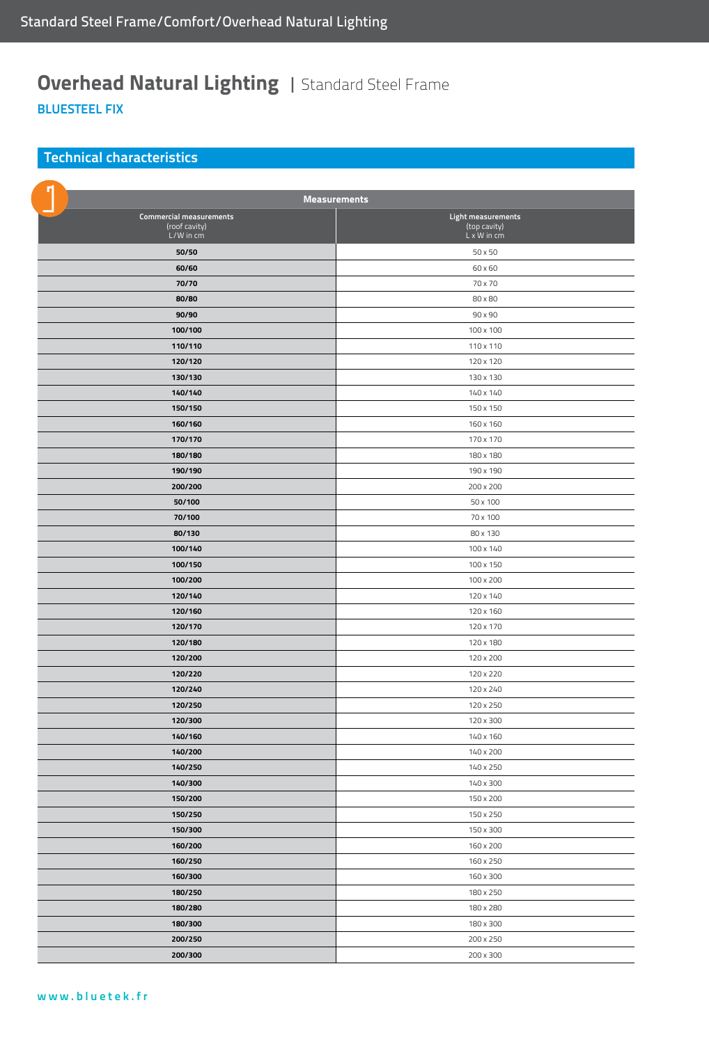# Overhead Natural Lighting | Standard Steel Frame

**BLUESTEEL FIX**

## Technical characteristics

| Measurements | |
|---|---|
| **Commercial measurements** (roof cavity) L/W in cm | **Light measurements** (top cavity) L x W in cm |
| **50/50** | 50 x 50 |
| **60/60** | 60 x 60 |
| **70/70** | 70 x 70 |
| **80/80** | 80 x 80 |
| **90/90** | 90 x 90 |
| **100/100** | 100 x 100 |
| **110/110** | 110 x 110 |
| **120/120** | 120 x 120 |
| **130/130** | 130 x 130 |
| **140/140** | 140 x 140 |
| **150/150** | 150 x 150 |
| **160/160** | 160 x 160 |
| **170/170** | 170 x 170 |
| **180/180** | 180 x 180 |
| **190/190** | 190 x 190 |
| **200/200** | 200 x 200 |
| **50/100** | 50 x 100 |
| **70/100** | 70 x 100 |
| **80/130** | 80 x 130 |
| **100/140** | 100 x 140 |
| **100/150** | 100 x 150 |
| **100/200** | 100 x 200 |
| **120/140** | 120 x 140 |
| **120/160** | 120 x 160 |
| **120/170** | 120 x 170 |
| **120/180** | 120 x 180 |
| **120/200** | 120 x 200 |
| **120/220** | 120 x 220 |
| **120/240** | 120 x 240 |
| **120/250** | 120 x 250 |
| **120/300** | 120 x 300 |
| **140/160** | 140 x 160 |
| **140/200** | 140 x 200 |
| **140/250** | 140 x 250 |
| **140/300** | 140 x 300 |
| **150/200** | 150 x 200 |
| **150/250** | 150 x 250 |
| **150/300** | 150 x 300 |
| **160/200** | 160 x 200 |
| **160/250** | 160 x 250 |
| **160/300** | 160 x 300 |
| **180/250** | 180 x 250 |
| **180/280** | 180 x 280 |
| **180/300** | 180 x 300 |
| **200/250** | 200 x 250 |
| **200/300** | 200 x 300 |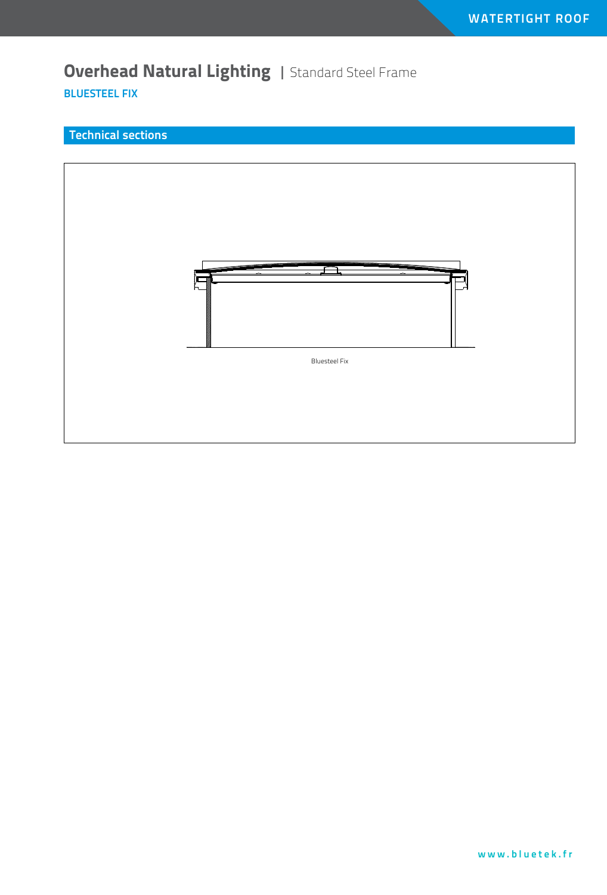# Overhead Natural Lighting | Standard Steel Frame

**BLUESTEEL FIX**

## Technical sections

Bluesteel Fix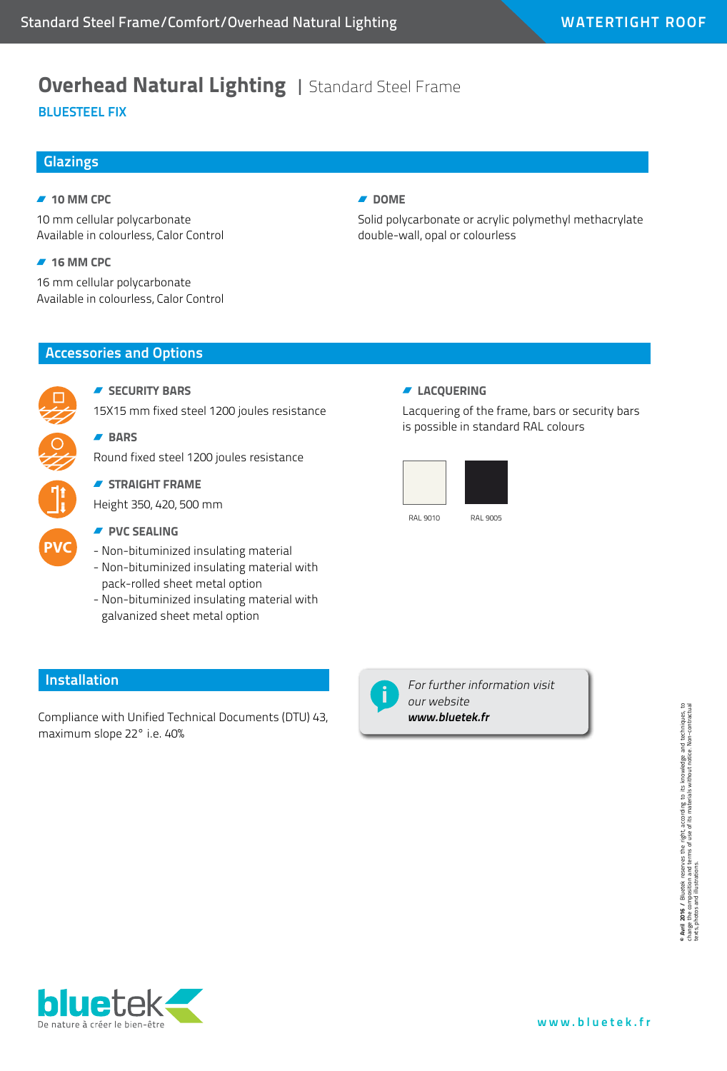# Overhead Natural Lighting | Standard Steel Frame

**BLUESTEEL FIX**

## Glazings

### 10 MM CPC

10 mm cellular polycarbonate
Available in colourless, Calor Control

### 16 MM CPC

16 mm cellular polycarbonate
Available in colourless, Calor Control

### DOME

Solid polycarbonate or acrylic polymethyl methacrylate double-wall, opal or colourless

## Accessories and Options

### SECURITY BARS

15X15 mm fixed steel 1200 joules resistance

### BARS

Round fixed steel 1200 joules resistance

### STRAIGHT FRAME

Height 350, 420, 500 mm

### PVC SEALING

- Non-bituminized insulating material
- Non-bituminized insulating material with pack-rolled sheet metal option
- Non-bituminized insulating material with galvanized sheet metal option

### LACQUERING

Lacquering of the frame, bars or security bars is possible in standard RAL colours

RAL 9010

RAL 9005

## Installation

Compliance with Unified Technical Documents (DTU) 43, maximum slope 22° i.e. 40%

*For further information visit our website* ***www.bluetek.fr***

© Avril 2016 / Bluetek reserves the right, according to its knowledge and techniques, to change the composition and terms of use of its materials without notice. Non-contractual texts, photos and illustrations.

bluetek
De nature à créer le bien-être

www.bluetek.fr